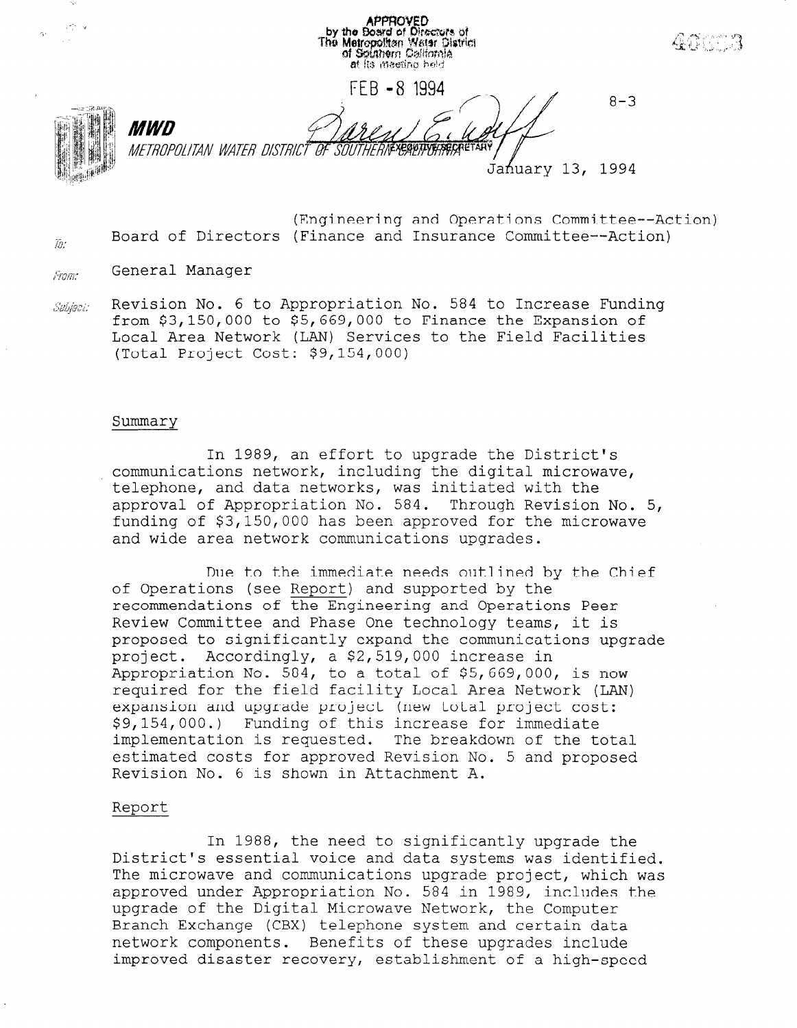APPROVED
by the Board of Directors of
The Metropolitan Water District
of Southern California
at its meeting held

FEB - 8 1994

EXECUTIVE SECRETARY

8-3

**MWD**

METROPOLITAN WATER DISTRICT OF SOUTHERN CALIFORNIA

January 13, 1994

To: Board of Directors (Engineering and Operations Committee--Action)
(Finance and Insurance Committee--Action)

From: General Manager

Subject: Revision No. 6 to Appropriation No. 584 to Increase Funding from $3,150,000 to $5,669,000 to Finance the Expansion of Local Area Network (LAN) Services to the Field Facilities (Total Project Cost: $9,154,000)

## Summary

In 1989, an effort to upgrade the District's communications network, including the digital microwave, telephone, and data networks, was initiated with the approval of Appropriation No. 584. Through Revision No. 5, funding of $3,150,000 has been approved for the microwave and wide area network communications upgrades.

Due to the immediate needs outlined by the Chief of Operations (see Report) and supported by the recommendations of the Engineering and Operations Peer Review Committee and Phase One technology teams, it is proposed to significantly expand the communications upgrade project. Accordingly, a $2,519,000 increase in Appropriation No. 584, to a total of $5,669,000, is now required for the field facility Local Area Network (LAN) expansion and upgrade project (new total project cost: $9,154,000.) Funding of this increase for immediate implementation is requested. The breakdown of the total estimated costs for approved Revision No. 5 and proposed Revision No. 6 is shown in Attachment A.

## Report

In 1988, the need to significantly upgrade the District's essential voice and data systems was identified. The microwave and communications upgrade project, which was approved under Appropriation No. 584 in 1989, includes the upgrade of the Digital Microwave Network, the Computer Branch Exchange (CBX) telephone system and certain data network components. Benefits of these upgrades include improved disaster recovery, establishment of a high-speed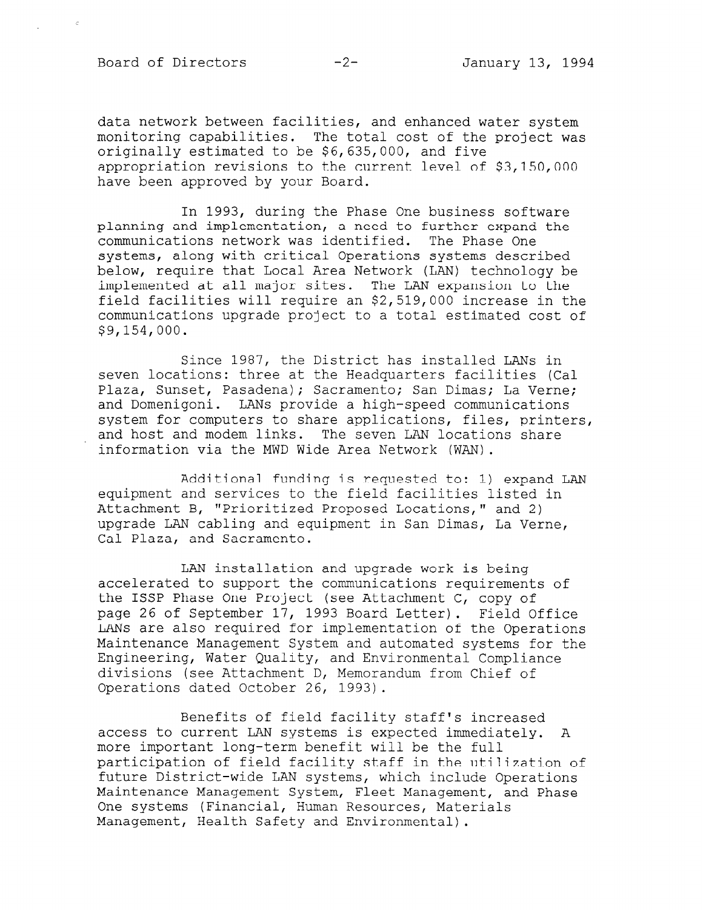data network between facilities, and enhanced water system monitoring capabilities. The total cost of the project was originally estimated to be $6,635,000, and five appropriation revisions to the current level of $3,150,000 have been approved by your Board.

In 1993, during the Phase One business software planning and implementation, a need to further expand the communications network was identified. The Phase One systems, along with critical Operations systems described below, require that Local Area Network (LAN) technology be implemented at all major sites. The LAN expansion to the field facilities will require an $2,519,000 increase in the communications upgrade project to a total estimated cost of $9,154,000.

Since 1987, the District has installed LANs in seven locations: three at the Headquarters facilities (Cal Plaza, Sunset, Pasadena); Sacramento; San Dimas; La Verne; and Domenigoni. LANs provide a high-speed communications system for computers to share applications, files, printers, and host and modem links. The seven LAN locations share information via the MWD Wide Area Network (WAN).

Additional funding is requested to: 1) expand LAN equipment and services to the field facilities listed in Attachment B, "Prioritized Proposed Locations," and 2) upgrade LAN cabling and equipment in San Dimas, La Verne, Cal Plaza, and Sacramento.

LAN installation and upgrade work is being accelerated to support the communications requirements of the ISSP Phase One Project (see Attachment C, copy of page 26 of September 17, 1993 Board Letter). Field Office LANs are also required for implementation of the Operations Maintenance Management System and automated systems for the Engineering, Water Quality, and Environmental Compliance divisions (see Attachment D, Memorandum from Chief of Operations dated October 26, 1993).

Benefits of field facility staff's increased access to current LAN systems is expected immediately. A more important long-term benefit will be the full participation of field facility staff in the utilization of future District-wide LAN systems, which include Operations Maintenance Management System, Fleet Management, and Phase One systems (Financial, Human Resources, Materials Management, Health Safety and Environmental).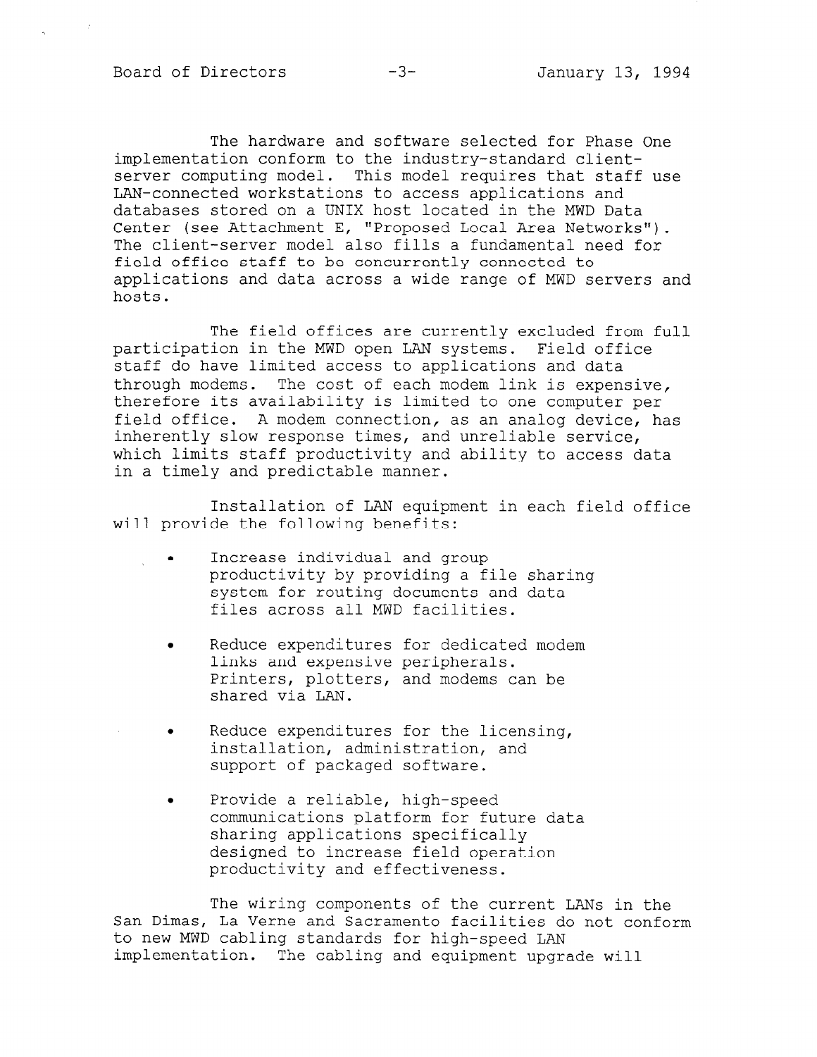The hardware and software selected for Phase One implementation conform to the industry-standard client-server computing model. This model requires that staff use LAN-connected workstations to access applications and databases stored on a UNIX host located in the MWD Data Center (see Attachment E, "Proposed Local Area Networks"). The client-server model also fills a fundamental need for field office staff to be concurrently connected to applications and data across a wide range of MWD servers and hosts.

The field offices are currently excluded from full participation in the MWD open LAN systems. Field office staff do have limited access to applications and data through modems. The cost of each modem link is expensive, therefore its availability is limited to one computer per field office. A modem connection, as an analog device, has inherently slow response times, and unreliable service, which limits staff productivity and ability to access data in a timely and predictable manner.

Installation of LAN equipment in each field office will provide the following benefits:

- Increase individual and group productivity by providing a file sharing system for routing documents and data files across all MWD facilities.
- Reduce expenditures for dedicated modem links and expensive peripherals. Printers, plotters, and modems can be shared via LAN.
- Reduce expenditures for the licensing, installation, administration, and support of packaged software.
- Provide a reliable, high-speed communications platform for future data sharing applications specifically designed to increase field operation productivity and effectiveness.

The wiring components of the current LANs in the San Dimas, La Verne and Sacramento facilities do not conform to new MWD cabling standards for high-speed LAN implementation. The cabling and equipment upgrade will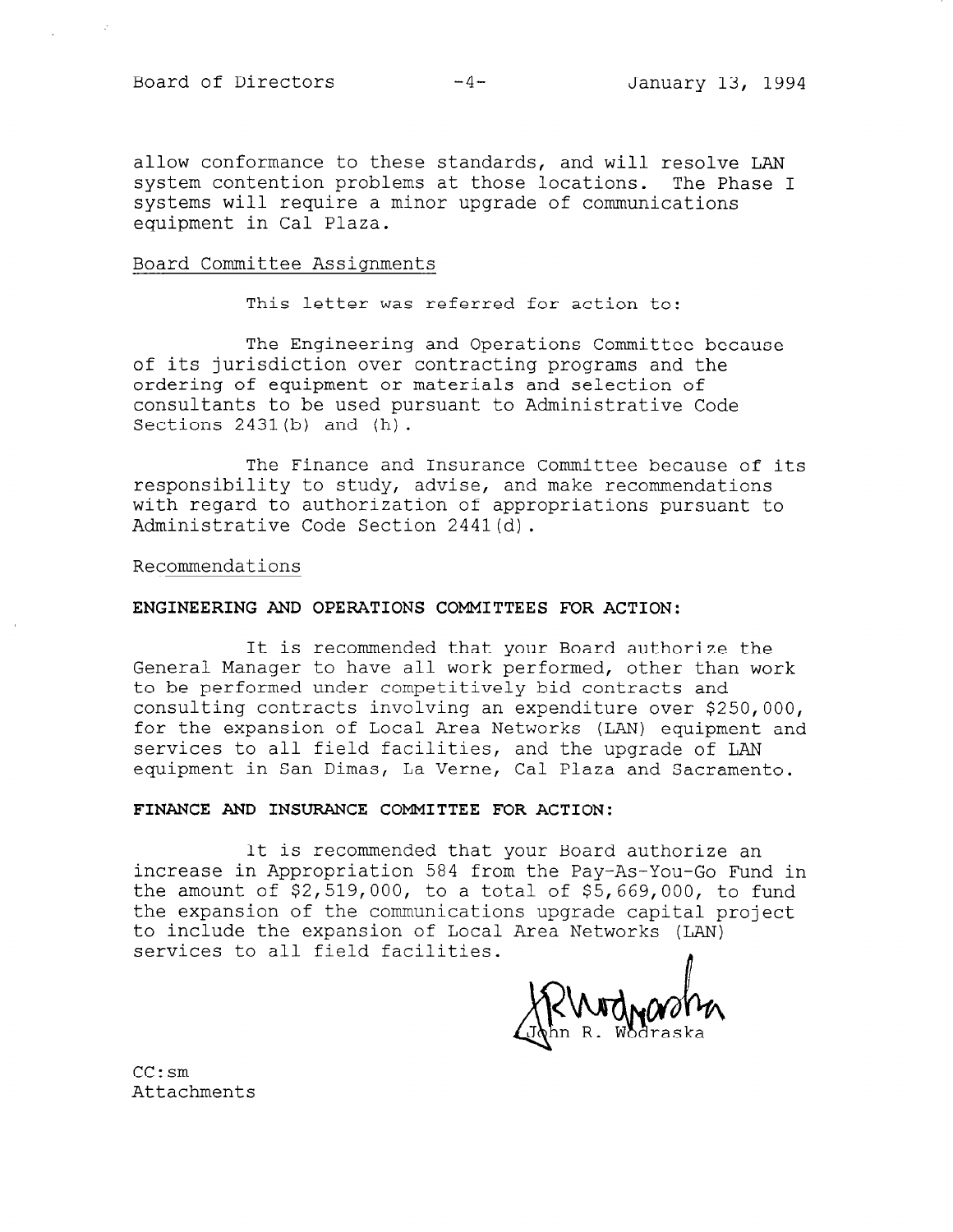allow conformance to these standards, and will resolve LAN system contention problems at those locations. The Phase I systems will require a minor upgrade of communications equipment in Cal Plaza.

Board Committee Assignments

This letter was referred for action to:

The Engineering and Operations Committee because of its jurisdiction over contracting programs and the ordering of equipment or materials and selection of consultants to be used pursuant to Administrative Code Sections 2431(b) and (h).

The Finance and Insurance Committee because of its responsibility to study, advise, and make recommendations with regard to authorization of appropriations pursuant to Administrative Code Section 2441(d).

Recommendations

**ENGINEERING AND OPERATIONS COMMITTEES FOR ACTION:**

It is recommended that your Board authorize the General Manager to have all work performed, other than work to be performed under competitively bid contracts and consulting contracts involving an expenditure over $250,000, for the expansion of Local Area Networks (LAN) equipment and services to all field facilities, and the upgrade of LAN equipment in San Dimas, La Verne, Cal Plaza and Sacramento.

**FINANCE AND INSURANCE COMMITTEE FOR ACTION:**

It is recommended that your Board authorize an increase in Appropriation 584 from the Pay-As-You-Go Fund in the amount of $2,519,000, to a total of $5,669,000, to fund the expansion of the communications upgrade capital project to include the expansion of Local Area Networks (LAN) services to all field facilities.

John R. Wodraska

CC:sm
Attachments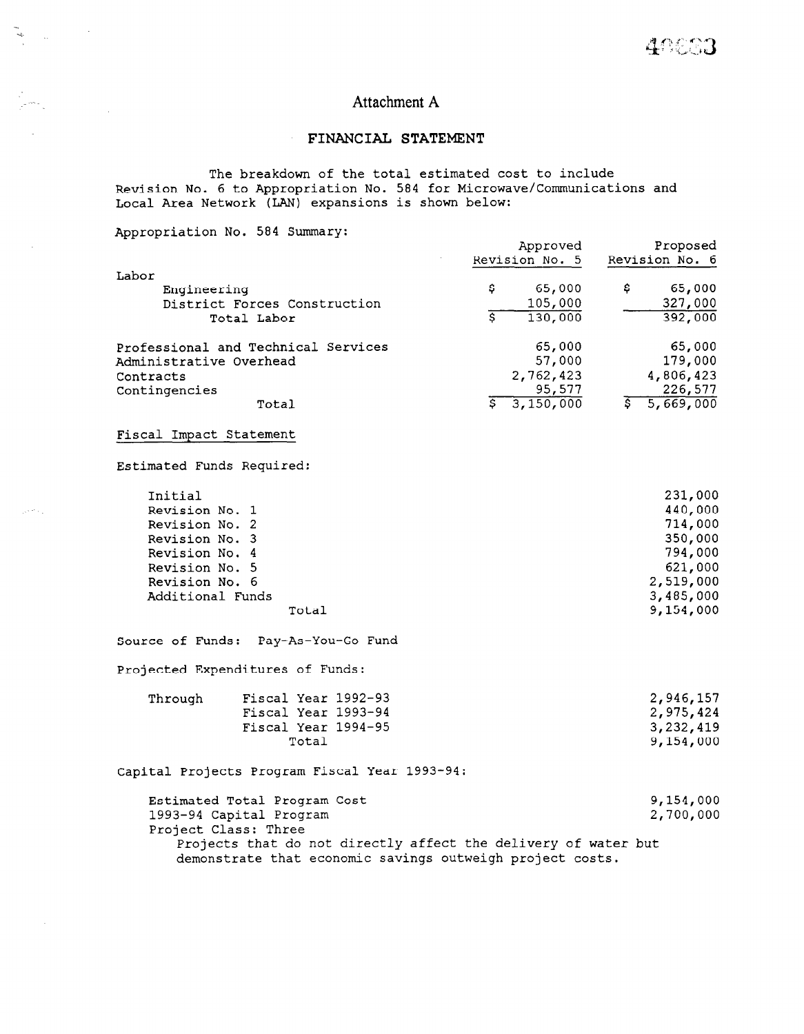# Attachment A

## FINANCIAL STATEMENT

The breakdown of the total estimated cost to include Revision No. 6 to Appropriation No. 584 for Microwave/Communications and Local Area Network (LAN) expansions is shown below:

Appropriation No. 584 Summary:

| | Approved Revision No. 5 | Proposed Revision No. 6 |
|---|---|---|
| Labor | | |
| Engineering | $ 65,000 | $ 65,000 |
| District Forces Construction | 105,000 | 327,000 |
| Total Labor | $ 130,000 | 392,000 |
| Professional and Technical Services | 65,000 | 65,000 |
| Administrative Overhead | 57,000 | 179,000 |
| Contracts | 2,762,423 | 4,806,423 |
| Contingencies | 95,577 | 226,577 |
| Total | $ 3,150,000 | $ 5,669,000 |

Fiscal Impact Statement

Estimated Funds Required:

| | |
|---|---|
| Initial | 231,000 |
| Revision No. 1 | 440,000 |
| Revision No. 2 | 714,000 |
| Revision No. 3 | 350,000 |
| Revision No. 4 | 794,000 |
| Revision No. 5 | 621,000 |
| Revision No. 6 | 2,519,000 |
| Additional Funds | 3,485,000 |
| Total | 9,154,000 |

Source of Funds: Pay-As-You-Go Fund

Projected Expenditures of Funds:

| | | |
|---|---|---|
| Through | Fiscal Year 1992-93 | 2,946,157 |
| | Fiscal Year 1993-94 | 2,975,424 |
| | Fiscal Year 1994-95 | 3,232,419 |
| | Total | 9,154,000 |

Capital Projects Program Fiscal Year 1993-94:

| | |
|---|---|
| Estimated Total Program Cost | 9,154,000 |
| 1993-94 Capital Program | 2,700,000 |

Project Class: Three
Projects that do not directly affect the delivery of water but demonstrate that economic savings outweigh project costs.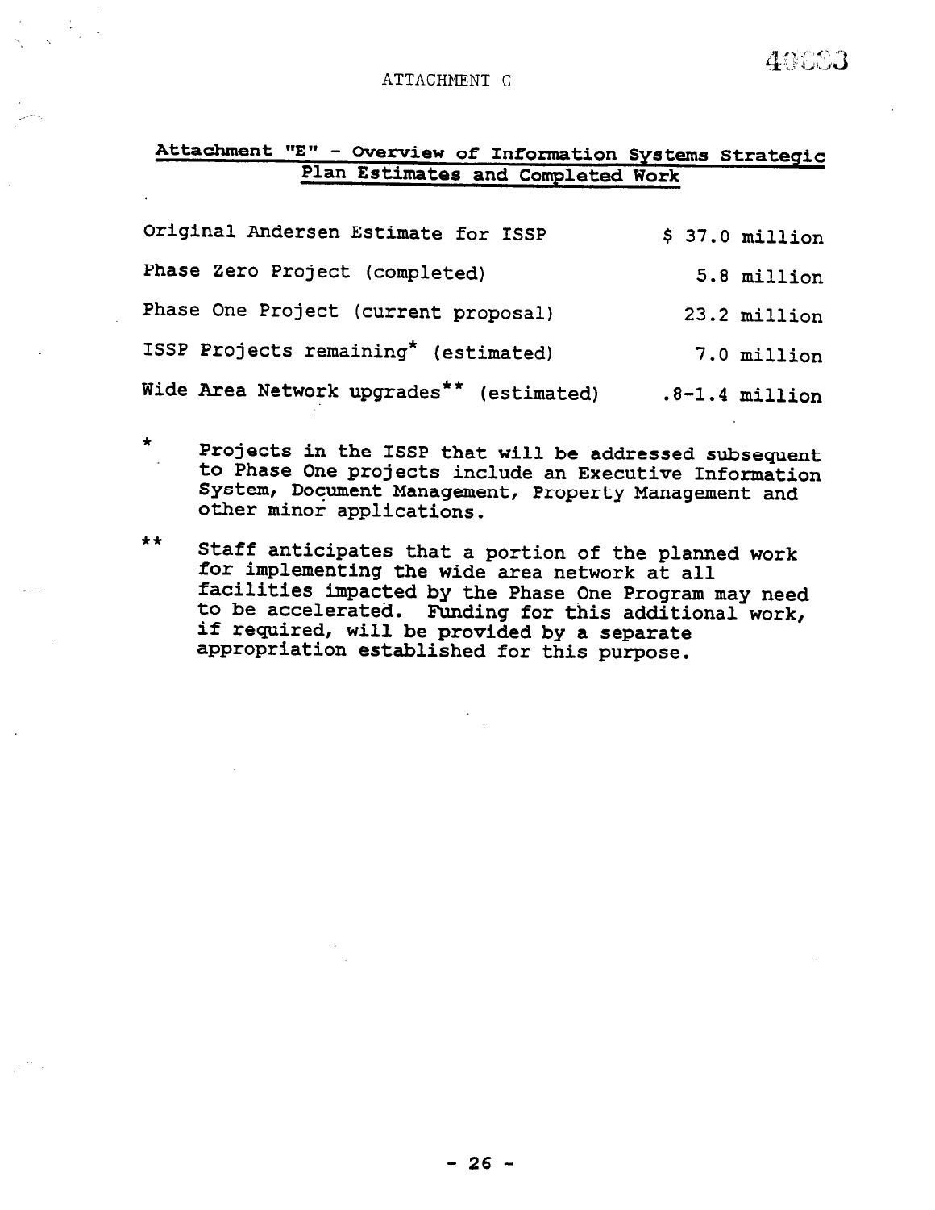ATTACHMENT C

## Attachment "E" - Overview of Information Systems Strategic Plan Estimates and Completed Work

| | |
|---|---|
| Original Andersen Estimate for ISSP | $ 37.0 million |
| Phase Zero Project (completed) | 5.8 million |
| Phase One Project (current proposal) | 23.2 million |
| ISSP Projects remaining* (estimated) | 7.0 million |
| Wide Area Network upgrades** (estimated) | .8-1.4 million |

\* Projects in the ISSP that will be addressed subsequent to Phase One projects include an Executive Information System, Document Management, Property Management and other minor applications.

\*\* Staff anticipates that a portion of the planned work for implementing the wide area network at all facilities impacted by the Phase One Program may need to be accelerated. Funding for this additional work, if required, will be provided by a separate appropriation established for this purpose.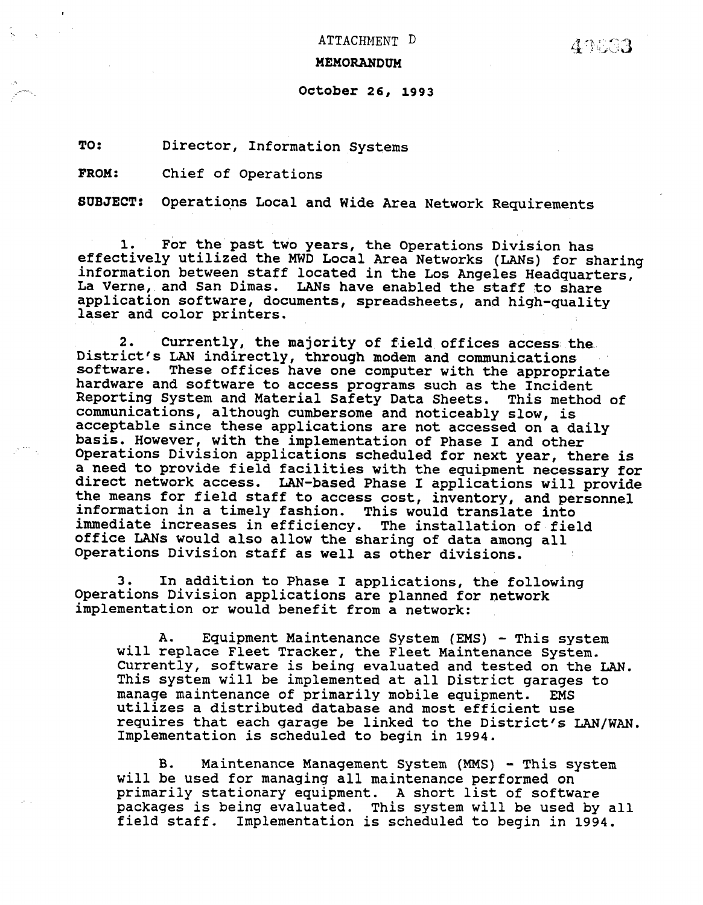ATTACHMENT D

**MEMORANDUM**

**October 26, 1993**

**TO:** Director, Information Systems

**FROM:** Chief of Operations

**SUBJECT:** Operations Local and Wide Area Network Requirements

1. For the past two years, the Operations Division has effectively utilized the MWD Local Area Networks (LANs) for sharing information between staff located in the Los Angeles Headquarters, La Verne, and San Dimas. LANs have enabled the staff to share application software, documents, spreadsheets, and high-quality laser and color printers.

2. Currently, the majority of field offices access the District's LAN indirectly, through modem and communications software. These offices have one computer with the appropriate hardware and software to access programs such as the Incident Reporting System and Material Safety Data Sheets. This method of communications, although cumbersome and noticeably slow, is acceptable since these applications are not accessed on a daily basis. However, with the implementation of Phase I and other Operations Division applications scheduled for next year, there is a need to provide field facilities with the equipment necessary for direct network access. LAN-based Phase I applications will provide the means for field staff to access cost, inventory, and personnel information in a timely fashion. This would translate into immediate increases in efficiency. The installation of field office LANs would also allow the sharing of data among all Operations Division staff as well as other divisions.

3. In addition to Phase I applications, the following Operations Division applications are planned for network implementation or would benefit from a network:

   A. Equipment Maintenance System (EMS) - This system will replace Fleet Tracker, the Fleet Maintenance System. Currently, software is being evaluated and tested on the LAN. This system will be implemented at all District garages to manage maintenance of primarily mobile equipment. EMS utilizes a distributed database and most efficient use requires that each garage be linked to the District's LAN/WAN. Implementation is scheduled to begin in 1994.

   B. Maintenance Management System (MMS) - This system will be used for managing all maintenance performed on primarily stationary equipment. A short list of software packages is being evaluated. This system will be used by all field staff. Implementation is scheduled to begin in 1994.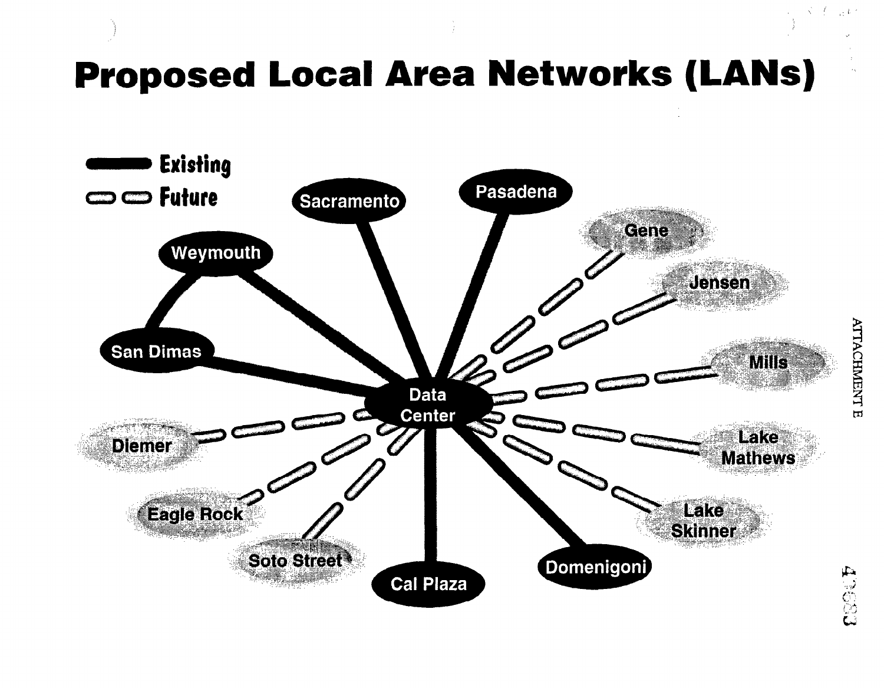# Proposed Local Area Networks (LANs)

Existing

Future

Sacramento

Pasadena

Gene

Weymouth

Jensen

San Dimas

Mills

Data Center

Diemer

Lake Mathews

Eagle Rock

Lake Skinner

Soto Street

Cal Plaza

Domenigoni

ATTACHMENT E